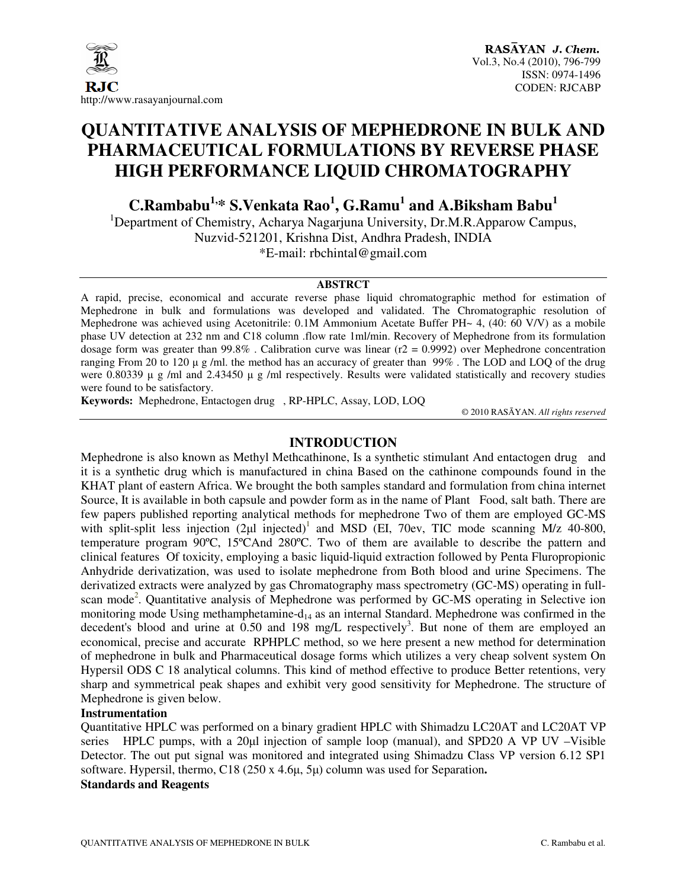# QUANTITATIVE ANALYSIS OF MEPHEDRONE IN BULK AND PHARMACEUTICAL FORMULATIONS BY REVERSE PHASE HIGH PERFORMANCE LIQUID CHROMATOGRAPHY

**C.Rambabu[1,*] S.Venkata Rao[1], G.Ramu[1] and A.Biksham Babu[1]**

[1]Department of Chemistry, Acharya Nagarjuna University, Dr.M.R.Apparow Campus, Nuzvid-521201, Krishna Dist, Andhra Pradesh, INDIA

*E-mail: rbchintal@gmail.com

## ABSTRCT

A rapid, precise, economical and accurate reverse phase liquid chromatographic method for estimation of Mephedrone in bulk and formulations was developed and validated. The Chromatographic resolution of Mephedrone was achieved using Acetonitrile: 0.1M Ammonium Acetate Buffer PH~ 4, (40: 60 V/V) as a mobile phase UV detection at 232 nm and C18 column .flow rate 1ml/min. Recovery of Mephedrone from its formulation dosage form was greater than 99.8% . Calibration curve was linear (r2 = 0.9992) over Mephedrone concentration ranging From 20 to 120 μ g /ml. the method has an accuracy of greater than 99% . The LOD and LOQ of the drug were 0.80339 μ g /ml and 2.43450 μ g /ml respectively. Results were validated statistically and recovery studies were found to be satisfactory.

**Keywords:** Mephedrone, Entactogen drug , RP-HPLC, Assay, LOD, LOQ

© 2010 RASĀYAN. *All rights reserved*

## INTRODUCTION

Mephedrone is also known as Methyl Methcathinone, Is a synthetic stimulant And entactogen drug and it is a synthetic drug which is manufactured in china Based on the cathinone compounds found in the KHAT plant of eastern Africa. We brought the both samples standard and formulation from china internet Source, It is available in both capsule and powder form as in the name of Plant Food, salt bath. There are few papers published reporting analytical methods for mephedrone Two of them are employed GC-MS with split-split less injection (2μl injected)[1] and MSD (EI, 70ev, TIC mode scanning M/z 40-800, temperature program 90ºC, 15ºCAnd 280ºC. Two of them are available to describe the pattern and clinical features Of toxicity, employing a basic liquid-liquid extraction followed by Penta Fluropropionic Anhydride derivatization, was used to isolate mephedrone from Both blood and urine Specimens. The derivatized extracts were analyzed by gas Chromatography mass spectrometry (GC-MS) operating in full-scan mode[2]. Quantitative analysis of Mephedrone was performed by GC-MS operating in Selective ion monitoring mode Using methamphetamine-$d_{14}$ as an internal Standard. Mephedrone was confirmed in the decedent's blood and urine at 0.50 and 198 mg/L respectively[3]. But none of them are employed an economical, precise and accurate RPHPLC method, so we here present a new method for determination of mephedrone in bulk and Pharmaceutical dosage forms which utilizes a very cheap solvent system On Hypersil ODS C 18 analytical columns. This kind of method effective to produce Better retentions, very sharp and symmetrical peak shapes and exhibit very good sensitivity for Mephedrone. The structure of Mephedrone is given below.

**Instrumentation**

Quantitative HPLC was performed on a binary gradient HPLC with Shimadzu LC20AT and LC20AT VP series HPLC pumps, with a 20μl injection of sample loop (manual), and SPD20 A VP UV –Visible Detector. The out put signal was monitored and integrated using Shimadzu Class VP version 6.12 SP1 software. Hypersil, thermo, C18 (250 x 4.6μ, 5μ) column was used for Separation**.**

**Standards and Reagents**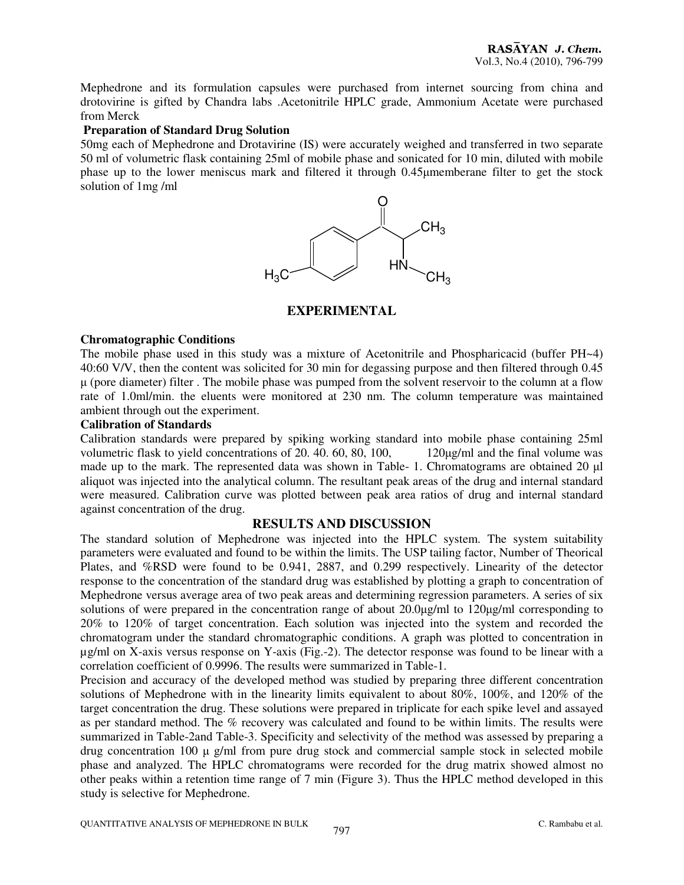Mephedrone and its formulation capsules were purchased from internet sourcing from china and drotovirine is gifted by Chandra labs .Acetonitrile HPLC grade, Ammonium Acetate were purchased from Merck

**Preparation of Standard Drug Solution**

50mg each of Mephedrone and Drotavirine (IS) were accurately weighed and transferred in two separate 50 ml of volumetric flask containing 25ml of mobile phase and sonicated for 10 min, diluted with mobile phase up to the lower meniscus mark and filtered it through 0.45μmemberane filter to get the stock solution of 1mg /ml

## EXPERIMENTAL

**Chromatographic Conditions**

The mobile phase used in this study was a mixture of Acetonitrile and Phospharicacid (buffer PH~4) 40:60 V/V, then the content was solicited for 30 min for degassing purpose and then filtered through 0.45 μ (pore diameter) filter . The mobile phase was pumped from the solvent reservoir to the column at a flow rate of 1.0ml/min. the eluents were monitored at 230 nm. The column temperature was maintained ambient through out the experiment.

**Calibration of Standards**

Calibration standards were prepared by spiking working standard into mobile phase containing 25ml volumetric flask to yield concentrations of 20. 40. 60, 80, 100, 120μg/ml and the final volume was made up to the mark. The represented data was shown in Table- 1. Chromatograms are obtained 20 μl aliquot was injected into the analytical column. The resultant peak areas of the drug and internal standard were measured. Calibration curve was plotted between peak area ratios of drug and internal standard against concentration of the drug.

## RESULTS AND DISCUSSION

The standard solution of Mephedrone was injected into the HPLC system. The system suitability parameters were evaluated and found to be within the limits. The USP tailing factor, Number of Theorical Plates, and %RSD were found to be 0.941, 2887, and 0.299 respectively. Linearity of the detector response to the concentration of the standard drug was established by plotting a graph to concentration of Mephedrone versus average area of two peak areas and determining regression parameters. A series of six solutions of were prepared in the concentration range of about 20.0μg/ml to 120μg/ml corresponding to 20% to 120% of target concentration. Each solution was injected into the system and recorded the chromatogram under the standard chromatographic conditions. A graph was plotted to concentration in μg/ml on X-axis versus response on Y-axis (Fig.-2). The detector response was found to be linear with a correlation coefficient of 0.9996. The results were summarized in Table-1.

Precision and accuracy of the developed method was studied by preparing three different concentration solutions of Mephedrone with in the linearity limits equivalent to about 80%, 100%, and 120% of the target concentration the drug. These solutions were prepared in triplicate for each spike level and assayed as per standard method. The % recovery was calculated and found to be within limits. The results were summarized in Table-2and Table-3. Specificity and selectivity of the method was assessed by preparing a drug concentration 100 μ g/ml from pure drug stock and commercial sample stock in selected mobile phase and analyzed. The HPLC chromatograms were recorded for the drug matrix showed almost no other peaks within a retention time range of 7 min (Figure 3). Thus the HPLC method developed in this study is selective for Mephedrone.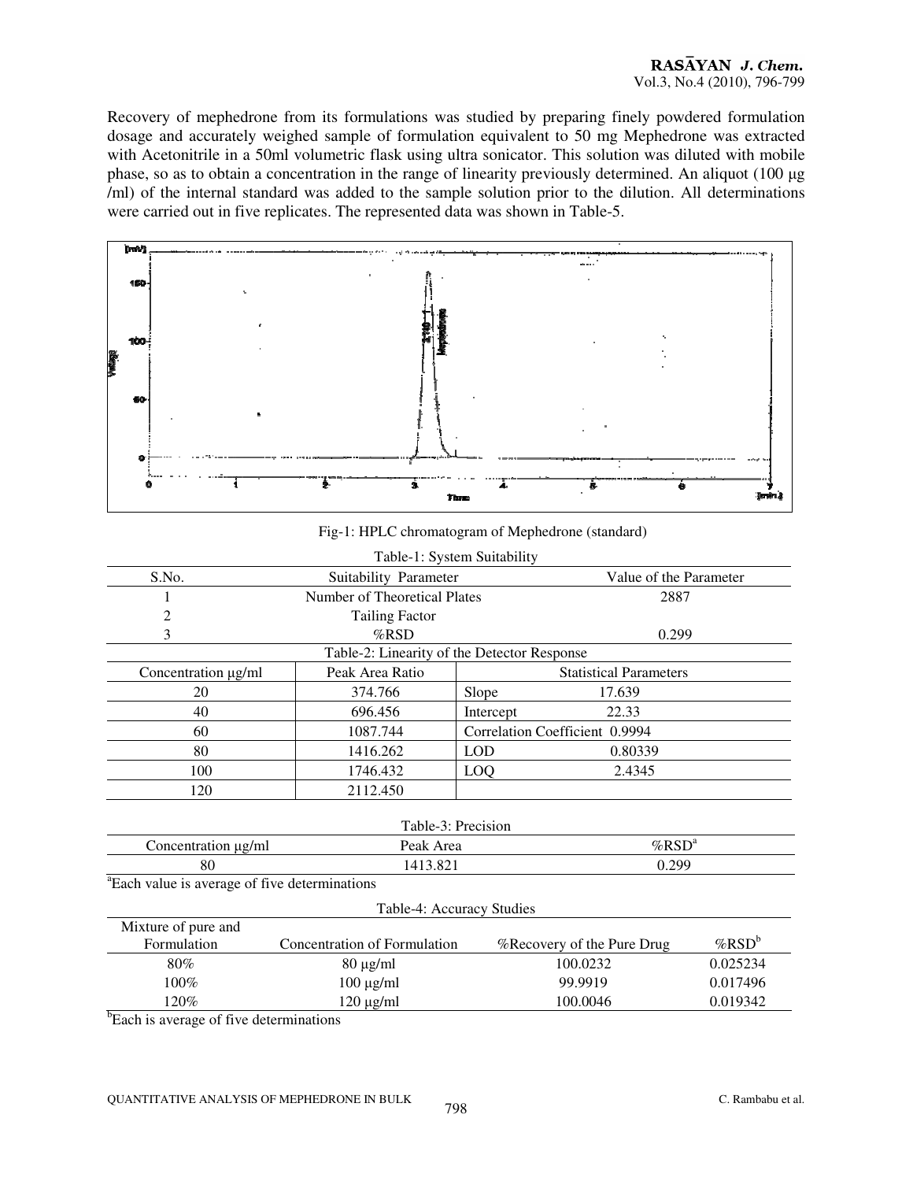Recovery of mephedrone from its formulations was studied by preparing finely powdered formulation dosage and accurately weighed sample of formulation equivalent to 50 mg Mephedrone was extracted with Acetonitrile in a 50ml volumetric flask using ultra sonicator. This solution was diluted with mobile phase, so as to obtain a concentration in the range of linearity previously determined. An aliquot (100 µg /ml) of the internal standard was added to the sample solution prior to the dilution. All determinations were carried out in five replicates. The represented data was shown in Table-5.

Fig-1: HPLC chromatogram of Mephedrone (standard)

Table-1: System Suitability

| S.No. | Suitability Parameter | Value of the Parameter |
|---|---|---|
| 1 | Number of Theoretical Plates | 2887 |
| 2 | Tailing Factor | |
| 3 | %RSD | 0.299 |

Table-2: Linearity of the Detector Response

| Concentration µg/ml | Peak Area Ratio | Statistical Parameters | |
|---|---|---|---|
| 20 | 374.766 | Slope | 17.639 |
| 40 | 696.456 | Intercept | 22.33 |
| 60 | 1087.744 | Correlation Coefficient | 0.9994 |
| 80 | 1416.262 | LOD | 0.80339 |
| 100 | 1746.432 | LOQ | 2.4345 |
| 120 | 2112.450 | | |

Table-3: Precision

| Concentration µg/ml | Peak Area | %RSD[a] |
|---|---|---|
| 80 | 1413.821 | 0.299 |

[a]Each value is average of five determinations

Table-4: Accuracy Studies

| Mixture of pure and Formulation | Concentration of Formulation | %Recovery of the Pure Drug | %RSD[b] |
|---|---|---|---|
| 80% | 80 µg/ml | 100.0232 | 0.025234 |
| 100% | 100 µg/ml | 99.9919 | 0.017496 |
| 120% | 120 µg/ml | 100.0046 | 0.019342 |

[b]Each is average of five determinations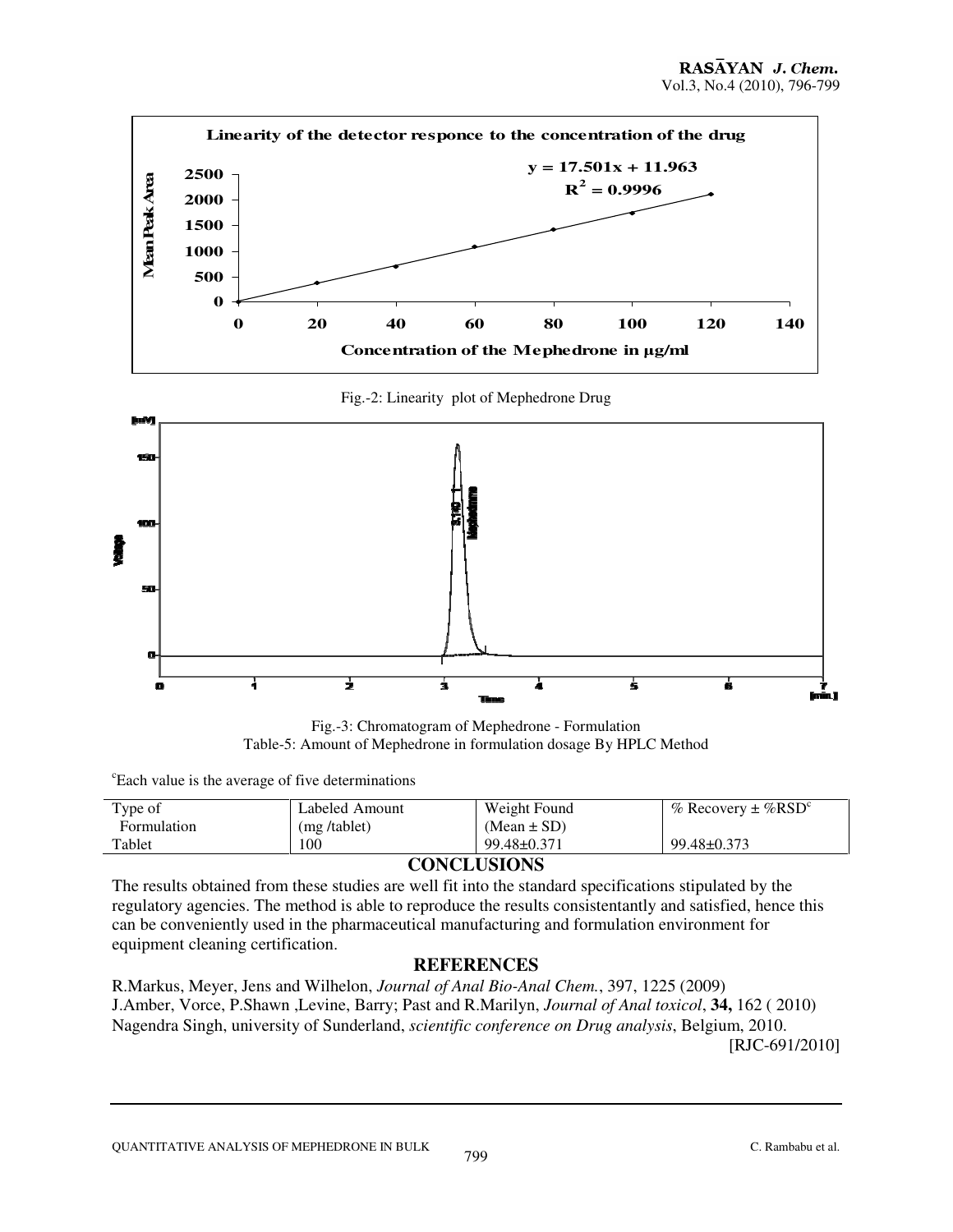Linearity of the detector responce to the concentration of the drug

y = 17.501x + 11.963

$R^2$ = 0.9996

Mean Peak Area

2500
2000
1500
1000
500
0

0 20 40 60 80 100 120 140

Concentration of the Mephedrone in µg/ml

Fig.-2: Linearity plot of Mephedrone Drug

[mV]

150
100
50
0

Voltage

3.140 Mephedrone

0 1 2 3 4 5 6 7 [min.]

Time

Fig.-3: Chromatogram of Mephedrone - Formulation

Table-5: Amount of Mephedrone in formulation dosage By HPLC Method

[c]Each value is the average of five determinations

| Type of Formulation | Labeled Amount (mg /tablet) | Weight Found (Mean ± SD) | % Recovery ± %RSD[c] |
|---|---|---|---|
| Tablet | 100 | 99.48±0.371 | 99.48±0.373 |

## CONCLUSIONS

The results obtained from these studies are well fit into the standard specifications stipulated by the regulatory agencies. The method is able to reproduce the results consistentantly and satisfied, hence this can be conveniently used in the pharmaceutical manufacturing and formulation environment for equipment cleaning certification.

## REFERENCES

R.Markus, Meyer, Jens and Wilhelon, *Journal of Anal Bio-Anal Chem.*, 397, 1225 (2009)

J.Amber, Vorce, P.Shawn ,Levine, Barry; Past and R.Marilyn, *Journal of Anal toxicol*, **34,** 162 ( 2010)

Nagendra Singh, university of Sunderland, *scientific conference on Drug analysis*, Belgium, 2010.

[RJC-691/2010]